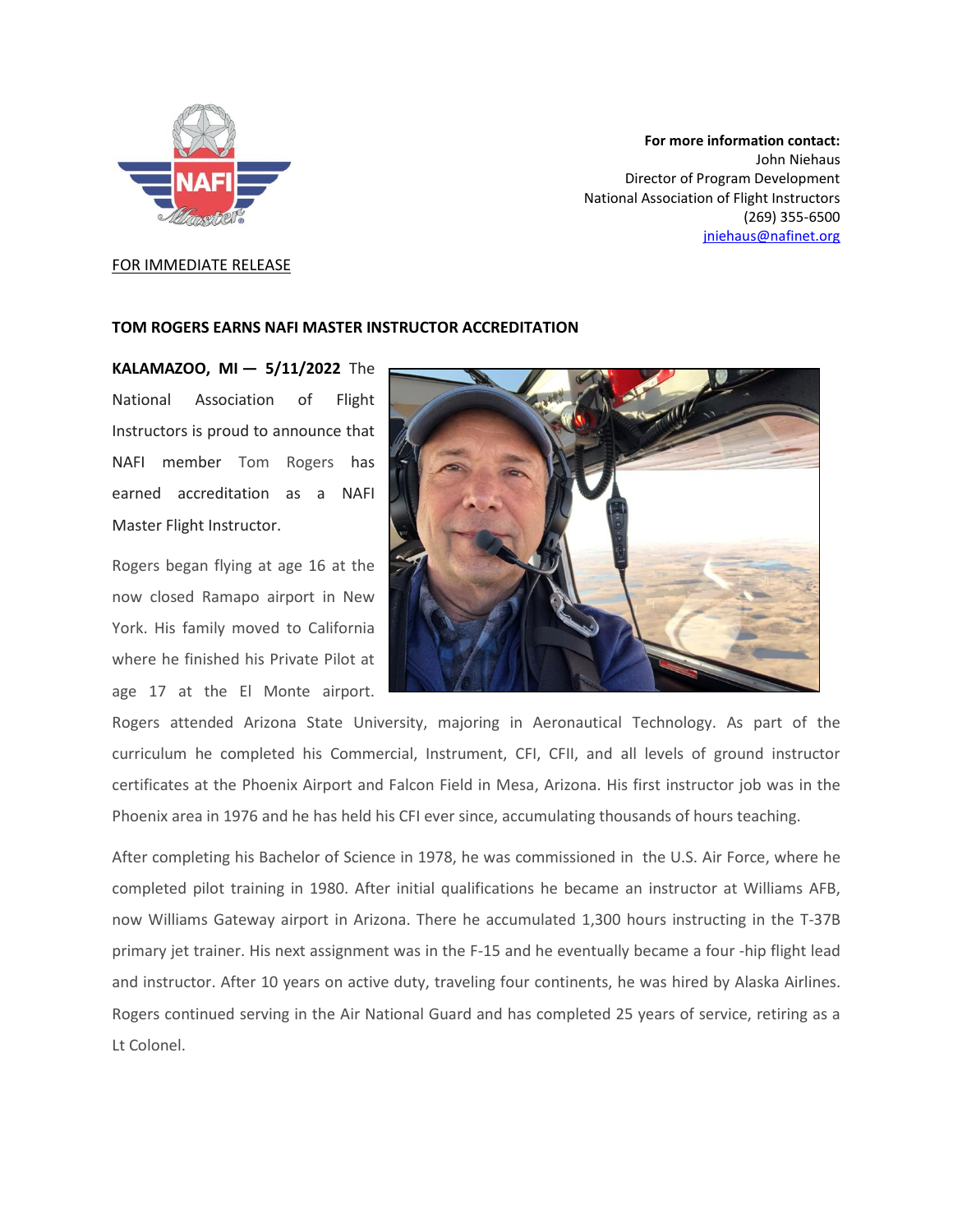**For more information contact:**
John Niehaus
Director of Program Development
National Association of Flight Instructors
(269) 355-6500
jniehaus@nafinet.org

FOR IMMEDIATE RELEASE

**TOM ROGERS EARNS NAFI MASTER INSTRUCTOR ACCREDITATION**

**KALAMAZOO, MI — 5/11/2022** The National Association of Flight Instructors is proud to announce that NAFI member Tom Rogers has earned accreditation as a NAFI Master Flight Instructor.

Rogers began flying at age 16 at the now closed Ramapo airport in New York. His family moved to California where he finished his Private Pilot at age 17 at the El Monte airport. Rogers attended Arizona State University, majoring in Aeronautical Technology. As part of the curriculum he completed his Commercial, Instrument, CFI, CFII, and all levels of ground instructor certificates at the Phoenix Airport and Falcon Field in Mesa, Arizona. His first instructor job was in the Phoenix area in 1976 and he has held his CFI ever since, accumulating thousands of hours teaching.

After completing his Bachelor of Science in 1978, he was commissioned in the U.S. Air Force, where he completed pilot training in 1980. After initial qualifications he became an instructor at Williams AFB, now Williams Gateway airport in Arizona. There he accumulated 1,300 hours instructing in the T-37B primary jet trainer. His next assignment was in the F-15 and he eventually became a four -hip flight lead and instructor. After 10 years on active duty, traveling four continents, he was hired by Alaska Airlines. Rogers continued serving in the Air National Guard and has completed 25 years of service, retiring as a Lt Colonel.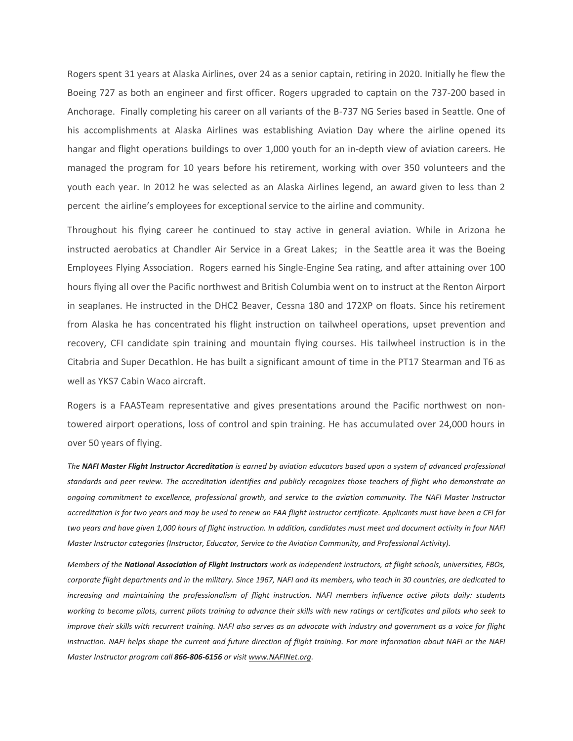Rogers spent 31 years at Alaska Airlines, over 24 as a senior captain, retiring in 2020. Initially he flew the Boeing 727 as both an engineer and first officer. Rogers upgraded to captain on the 737-200 based in Anchorage. Finally completing his career on all variants of the B-737 NG Series based in Seattle. One of his accomplishments at Alaska Airlines was establishing Aviation Day where the airline opened its hangar and flight operations buildings to over 1,000 youth for an in-depth view of aviation careers. He managed the program for 10 years before his retirement, working with over 350 volunteers and the youth each year. In 2012 he was selected as an Alaska Airlines legend, an award given to less than 2 percent the airline's employees for exceptional service to the airline and community.

Throughout his flying career he continued to stay active in general aviation. While in Arizona he instructed aerobatics at Chandler Air Service in a Great Lakes; in the Seattle area it was the Boeing Employees Flying Association. Rogers earned his Single-Engine Sea rating, and after attaining over 100 hours flying all over the Pacific northwest and British Columbia went on to instruct at the Renton Airport in seaplanes. He instructed in the DHC2 Beaver, Cessna 180 and 172XP on floats. Since his retirement from Alaska he has concentrated his flight instruction on tailwheel operations, upset prevention and recovery, CFI candidate spin training and mountain flying courses. His tailwheel instruction is in the Citabria and Super Decathlon. He has built a significant amount of time in the PT17 Stearman and T6 as well as YKS7 Cabin Waco aircraft.

Rogers is a FAASTeam representative and gives presentations around the Pacific northwest on non-towered airport operations, loss of control and spin training. He has accumulated over 24,000 hours in over 50 years of flying.

*The **NAFI Master Flight Instructor Accreditation** is earned by aviation educators based upon a system of advanced professional standards and peer review. The accreditation identifies and publicly recognizes those teachers of flight who demonstrate an ongoing commitment to excellence, professional growth, and service to the aviation community. The NAFI Master Instructor accreditation is for two years and may be used to renew an FAA flight instructor certificate. Applicants must have been a CFI for two years and have given 1,000 hours of flight instruction. In addition, candidates must meet and document activity in four NAFI Master Instructor categories (Instructor, Educator, Service to the Aviation Community, and Professional Activity).*

*Members of the **National Association of Flight Instructors** work as independent instructors, at flight schools, universities, FBOs, corporate flight departments and in the military. Since 1967, NAFI and its members, who teach in 30 countries, are dedicated to increasing and maintaining the professionalism of flight instruction. NAFI members influence active pilots daily: students working to become pilots, current pilots training to advance their skills with new ratings or certificates and pilots who seek to improve their skills with recurrent training. NAFI also serves as an advocate with industry and government as a voice for flight instruction. NAFI helps shape the current and future direction of flight training. For more information about NAFI or the NAFI Master Instructor program call **866-806-6156** or visit www.NAFINet.org.*